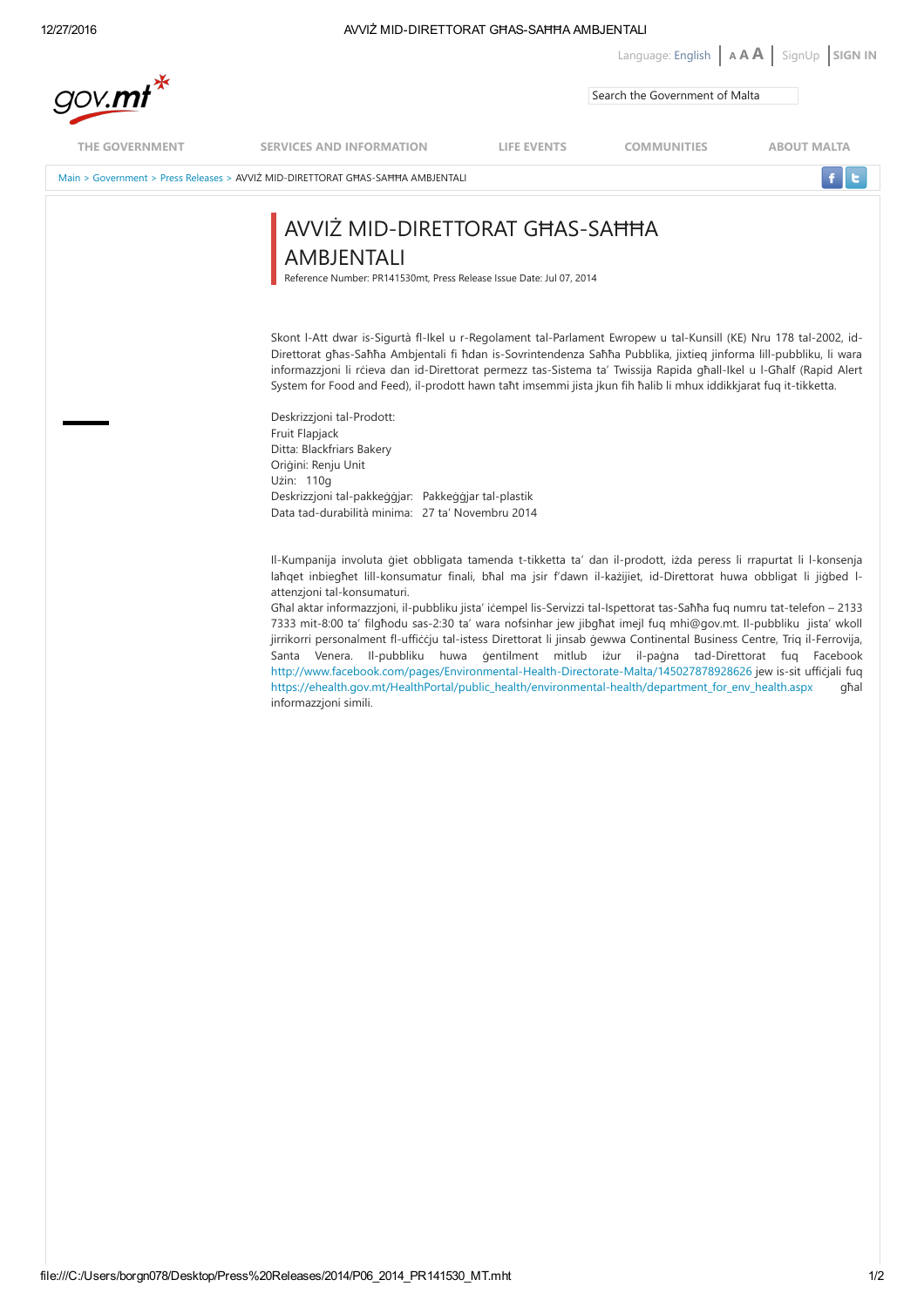# AVVIŻ MID-DIRETTORAT GĦAS-SAĦĦA AMBJENTALI

Reference Number: PR141530mt, Press Release Issue Date: Jul 07, 2014

Skont l-Att dwar is-Sigurtà fl-Ikel u r-Regolament tal-Parlament Ewropew u tal-Kunsill (KE) Nru 178 tal-2002, id-Direttorat għas-Saħħa Ambjentali fi ħdan is-Sovrintendenza Saħħa Pubblika, jixtieq jinforma lill-pubbliku, li wara informazzjoni li rċieva dan id-Direttorat permezz tas-Sistema ta' Twissija Rapida għall-Ikel u l-Għalf (Rapid Alert System for Food and Feed), il-prodott hawn taħt imsemmi jista jkun fih ħalib li mhux iddikkjarat fuq it-tikketta.

Deskrizzjoni tal-Prodott:
Fruit Flapjack
Ditta: Blackfriars Bakery
Oriġini: Renju Unit
Użin: 110g
Deskrizzjoni tal-pakkeġġjar: Pakkeġġjar tal-plastik
Data tad-durabilità minima: 27 ta' Novembru 2014

Il-Kumpanija involuta ġiet obbligata tamenda t-tikketta ta' dan il-prodott, iżda peress li rrapurtat li l-konsenja laħqet inbiegħet lill-konsumatur finali, bħal ma jsir f'dawn il-każijiet, id-Direttorat huwa obbligat li jiġbed l-attenzjoni tal-konsumaturi.
Għal aktar informazzjoni, il-pubbliku jista' iċempel lis-Servizzi tal-Ispettorat tas-Saħħa fuq numru tat-telefon – 2133 7333 mit-8:00 ta' filgħodu sas-2:30 ta' wara nofsinhar jew jibgħat imejl fuq mhi@gov.mt. Il-pubbliku jista' wkoll jirrikorri personalment fl-uffiċċju tal-istess Direttorat li jinsab ġewwa Continental Business Centre, Triq il-Ferrovija, Santa Venera. Il-pubbliku huwa ġentilment mitlub iżur il-paġna tad-Direttorat fuq Facebook http://www.facebook.com/pages/Environmental-Health-Directorate-Malta/145027878928626 jew is-sit uffiċjali fuq https://ehealth.gov.mt/HealthPortal/public_health/environmental-health/department_for_env_health.aspx għal informazzjoni simili.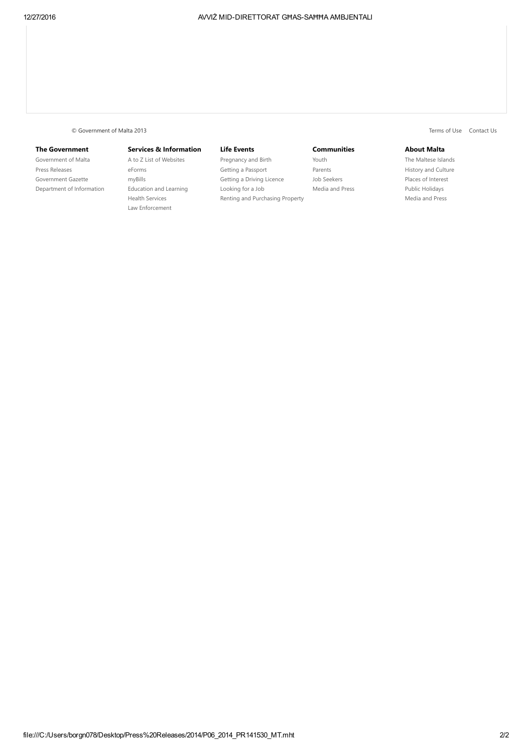© Government of Malta 2013

Terms of Use Contact Us

**The Government**

- Government of Malta
- Press Releases
- Government Gazette
- Department of Information

**Services & Information**

- A to Z List of Websites
- eForms
- myBills
- Education and Learning
- Health Services
- Law Enforcement

**Life Events**

- Pregnancy and Birth
- Getting a Passport
- Getting a Driving Licence
- Looking for a Job
- Renting and Purchasing Property

**Communities**

- Youth
- Parents
- Job Seekers
- Media and Press

**About Malta**

- The Maltese Islands
- History and Culture
- Places of Interest
- Public Holidays
- Media and Press